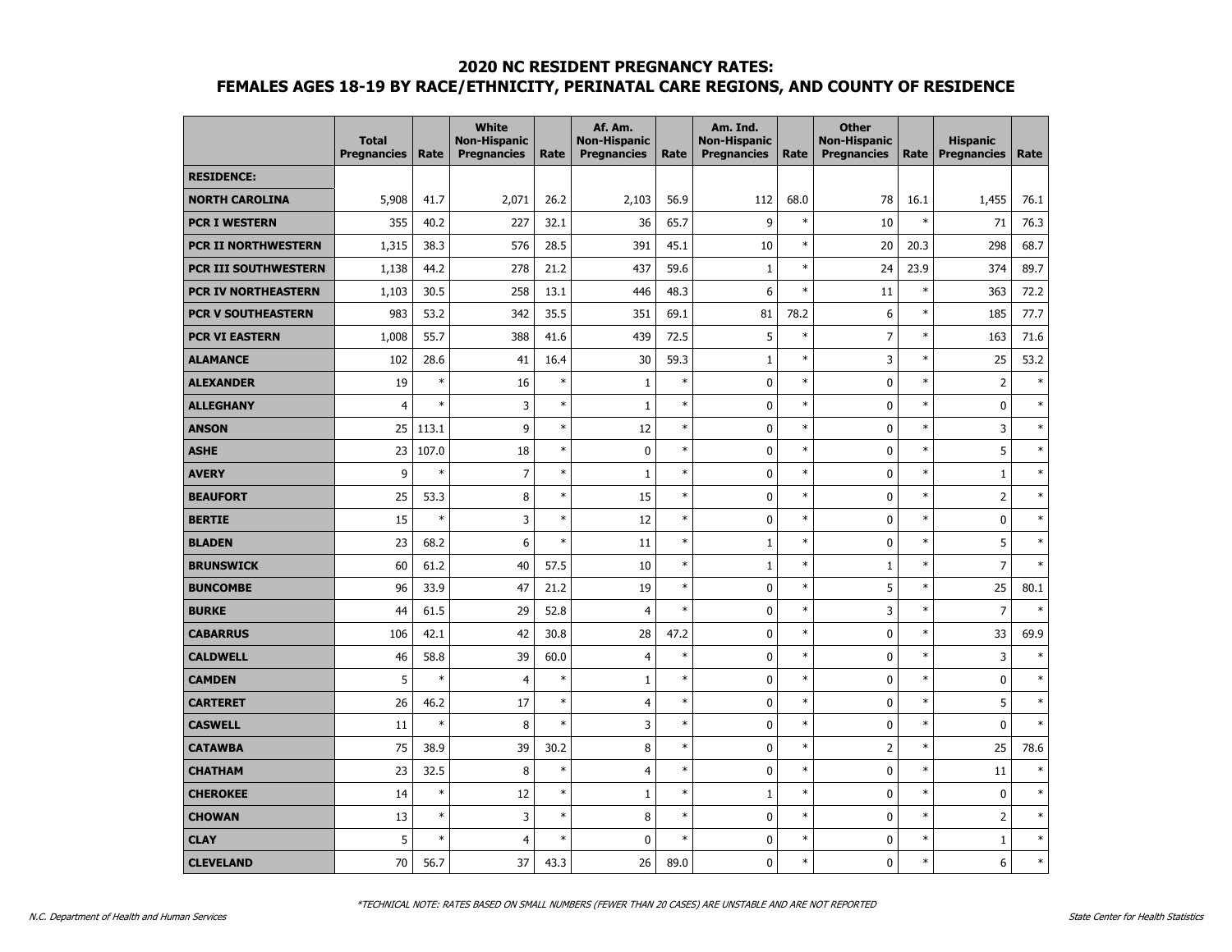## 2020 NC RESIDENT PREGNANCY RATES:
## FEMALES AGES 18-19 BY RACE/ETHNICITY, PERINATAL CARE REGIONS, AND COUNTY OF RESIDENCE

| | Total Pregnancies | Rate | White Non-Hispanic Pregnancies | Rate | Af. Am. Non-Hispanic Pregnancies | Rate | Am. Ind. Non-Hispanic Pregnancies | Rate | Other Non-Hispanic Pregnancies | Rate | Hispanic Pregnancies | Rate |
|---|---|---|---|---|---|---|---|---|---|---|---|---|
| **RESIDENCE:** | | | | | | | | | | | | |
| **NORTH CAROLINA** | 5,908 | 41.7 | 2,071 | 26.2 | 2,103 | 56.9 | 112 | 68.0 | 78 | 16.1 | 1,455 | 76.1 |
| **PCR I WESTERN** | 355 | 40.2 | 227 | 32.1 | 36 | 65.7 | 9 | * | 10 | * | 71 | 76.3 |
| **PCR II NORTHWESTERN** | 1,315 | 38.3 | 576 | 28.5 | 391 | 45.1 | 10 | * | 20 | 20.3 | 298 | 68.7 |
| **PCR III SOUTHWESTERN** | 1,138 | 44.2 | 278 | 21.2 | 437 | 59.6 | 1 | * | 24 | 23.9 | 374 | 89.7 |
| **PCR IV NORTHEASTERN** | 1,103 | 30.5 | 258 | 13.1 | 446 | 48.3 | 6 | * | 11 | * | 363 | 72.2 |
| **PCR V SOUTHEASTERN** | 983 | 53.2 | 342 | 35.5 | 351 | 69.1 | 81 | 78.2 | 6 | * | 185 | 77.7 |
| **PCR VI EASTERN** | 1,008 | 55.7 | 388 | 41.6 | 439 | 72.5 | 5 | * | 7 | * | 163 | 71.6 |
| **ALAMANCE** | 102 | 28.6 | 41 | 16.4 | 30 | 59.3 | 1 | * | 3 | * | 25 | 53.2 |
| **ALEXANDER** | 19 | * | 16 | * | 1 | * | 0 | * | 0 | * | 2 | * |
| **ALLEGHANY** | 4 | * | 3 | * | 1 | * | 0 | * | 0 | * | 0 | * |
| **ANSON** | 25 | 113.1 | 9 | * | 12 | * | 0 | * | 0 | * | 3 | * |
| **ASHE** | 23 | 107.0 | 18 | * | 0 | * | 0 | * | 0 | * | 5 | * |
| **AVERY** | 9 | * | 7 | * | 1 | * | 0 | * | 0 | * | 1 | * |
| **BEAUFORT** | 25 | 53.3 | 8 | * | 15 | * | 0 | * | 0 | * | 2 | * |
| **BERTIE** | 15 | * | 3 | * | 12 | * | 0 | * | 0 | * | 0 | * |
| **BLADEN** | 23 | 68.2 | 6 | * | 11 | * | 1 | * | 0 | * | 5 | * |
| **BRUNSWICK** | 60 | 61.2 | 40 | 57.5 | 10 | * | 1 | * | 1 | * | 7 | * |
| **BUNCOMBE** | 96 | 33.9 | 47 | 21.2 | 19 | * | 0 | * | 5 | * | 25 | 80.1 |
| **BURKE** | 44 | 61.5 | 29 | 52.8 | 4 | * | 0 | * | 3 | * | 7 | * |
| **CABARRUS** | 106 | 42.1 | 42 | 30.8 | 28 | 47.2 | 0 | * | 0 | * | 33 | 69.9 |
| **CALDWELL** | 46 | 58.8 | 39 | 60.0 | 4 | * | 0 | * | 0 | * | 3 | * |
| **CAMDEN** | 5 | * | 4 | * | 1 | * | 0 | * | 0 | * | 0 | * |
| **CARTERET** | 26 | 46.2 | 17 | * | 4 | * | 0 | * | 0 | * | 5 | * |
| **CASWELL** | 11 | * | 8 | * | 3 | * | 0 | * | 0 | * | 0 | * |
| **CATAWBA** | 75 | 38.9 | 39 | 30.2 | 8 | * | 0 | * | 2 | * | 25 | 78.6 |
| **CHATHAM** | 23 | 32.5 | 8 | * | 4 | * | 0 | * | 0 | * | 11 | * |
| **CHEROKEE** | 14 | * | 12 | * | 1 | * | 1 | * | 0 | * | 0 | * |
| **CHOWAN** | 13 | * | 3 | * | 8 | * | 0 | * | 0 | * | 2 | * |
| **CLAY** | 5 | * | 4 | * | 0 | * | 0 | * | 0 | * | 1 | * |
| **CLEVELAND** | 70 | 56.7 | 37 | 43.3 | 26 | 89.0 | 0 | * | 0 | * | 6 | * |

*TECHNICAL NOTE: RATES BASED ON SMALL NUMBERS (FEWER THAN 20 CASES) ARE UNSTABLE AND ARE NOT REPORTED

N.C. Department of Health and Human Services — State Center for Health Statistics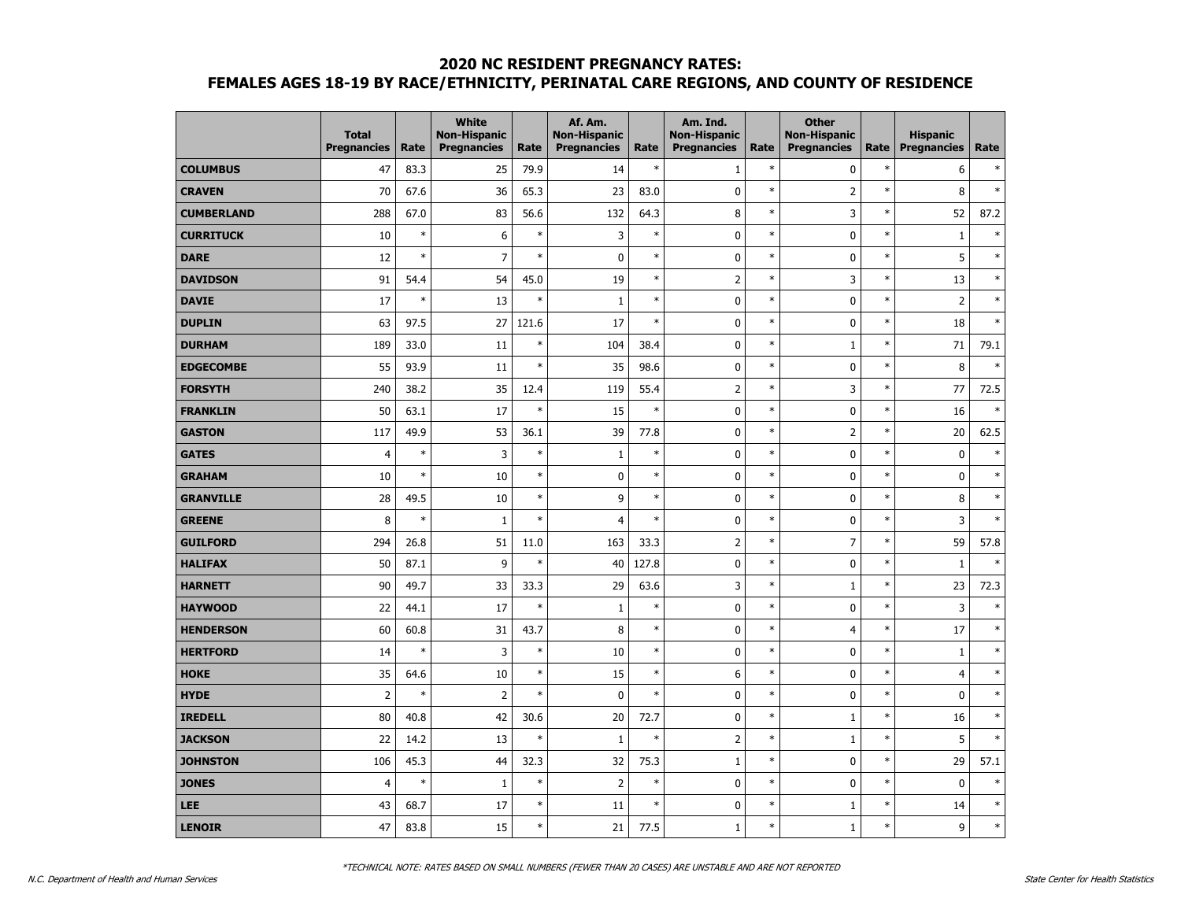# 2020 NC RESIDENT PREGNANCY RATES:
# FEMALES AGES 18-19 BY RACE/ETHNICITY, PERINATAL CARE REGIONS, AND COUNTY OF RESIDENCE

| | Total Pregnancies | Rate | White Non-Hispanic Pregnancies | Rate | Af. Am. Non-Hispanic Pregnancies | Rate | Am. Ind. Non-Hispanic Pregnancies | Rate | Other Non-Hispanic Pregnancies | Rate | Hispanic Pregnancies | Rate |
|---|---|---|---|---|---|---|---|---|---|---|---|---|
| **COLUMBUS** | 47 | 83.3 | 25 | 79.9 | 14 | * | 1 | * | 0 | * | 6 | * |
| **CRAVEN** | 70 | 67.6 | 36 | 65.3 | 23 | 83.0 | 0 | * | 2 | * | 8 | * |
| **CUMBERLAND** | 288 | 67.0 | 83 | 56.6 | 132 | 64.3 | 8 | * | 3 | * | 52 | 87.2 |
| **CURRITUCK** | 10 | * | 6 | * | 3 | * | 0 | * | 0 | * | 1 | * |
| **DARE** | 12 | * | 7 | * | 0 | * | 0 | * | 0 | * | 5 | * |
| **DAVIDSON** | 91 | 54.4 | 54 | 45.0 | 19 | * | 2 | * | 3 | * | 13 | * |
| **DAVIE** | 17 | * | 13 | * | 1 | * | 0 | * | 0 | * | 2 | * |
| **DUPLIN** | 63 | 97.5 | 27 | 121.6 | 17 | * | 0 | * | 0 | * | 18 | * |
| **DURHAM** | 189 | 33.0 | 11 | * | 104 | 38.4 | 0 | * | 1 | * | 71 | 79.1 |
| **EDGECOMBE** | 55 | 93.9 | 11 | * | 35 | 98.6 | 0 | * | 0 | * | 8 | * |
| **FORSYTH** | 240 | 38.2 | 35 | 12.4 | 119 | 55.4 | 2 | * | 3 | * | 77 | 72.5 |
| **FRANKLIN** | 50 | 63.1 | 17 | * | 15 | * | 0 | * | 0 | * | 16 | * |
| **GASTON** | 117 | 49.9 | 53 | 36.1 | 39 | 77.8 | 0 | * | 2 | * | 20 | 62.5 |
| **GATES** | 4 | * | 3 | * | 1 | * | 0 | * | 0 | * | 0 | * |
| **GRAHAM** | 10 | * | 10 | * | 0 | * | 0 | * | 0 | * | 0 | * |
| **GRANVILLE** | 28 | 49.5 | 10 | * | 9 | * | 0 | * | 0 | * | 8 | * |
| **GREENE** | 8 | * | 1 | * | 4 | * | 0 | * | 0 | * | 3 | * |
| **GUILFORD** | 294 | 26.8 | 51 | 11.0 | 163 | 33.3 | 2 | * | 7 | * | 59 | 57.8 |
| **HALIFAX** | 50 | 87.1 | 9 | * | 40 | 127.8 | 0 | * | 0 | * | 1 | * |
| **HARNETT** | 90 | 49.7 | 33 | 33.3 | 29 | 63.6 | 3 | * | 1 | * | 23 | 72.3 |
| **HAYWOOD** | 22 | 44.1 | 17 | * | 1 | * | 0 | * | 0 | * | 3 | * |
| **HENDERSON** | 60 | 60.8 | 31 | 43.7 | 8 | * | 0 | * | 4 | * | 17 | * |
| **HERTFORD** | 14 | * | 3 | * | 10 | * | 0 | * | 0 | * | 1 | * |
| **HOKE** | 35 | 64.6 | 10 | * | 15 | * | 6 | * | 0 | * | 4 | * |
| **HYDE** | 2 | * | 2 | * | 0 | * | 0 | * | 0 | * | 0 | * |
| **IREDELL** | 80 | 40.8 | 42 | 30.6 | 20 | 72.7 | 0 | * | 1 | * | 16 | * |
| **JACKSON** | 22 | 14.2 | 13 | * | 1 | * | 2 | * | 1 | * | 5 | * |
| **JOHNSTON** | 106 | 45.3 | 44 | 32.3 | 32 | 75.3 | 1 | * | 0 | * | 29 | 57.1 |
| **JONES** | 4 | * | 1 | * | 2 | * | 0 | * | 0 | * | 0 | * |
| **LEE** | 43 | 68.7 | 17 | * | 11 | * | 0 | * | 1 | * | 14 | * |
| **LENOIR** | 47 | 83.8 | 15 | * | 21 | 77.5 | 1 | * | 1 | * | 9 | * |

*\*TECHNICAL NOTE: RATES BASED ON SMALL NUMBERS (FEWER THAN 20 CASES) ARE UNSTABLE AND ARE NOT REPORTED*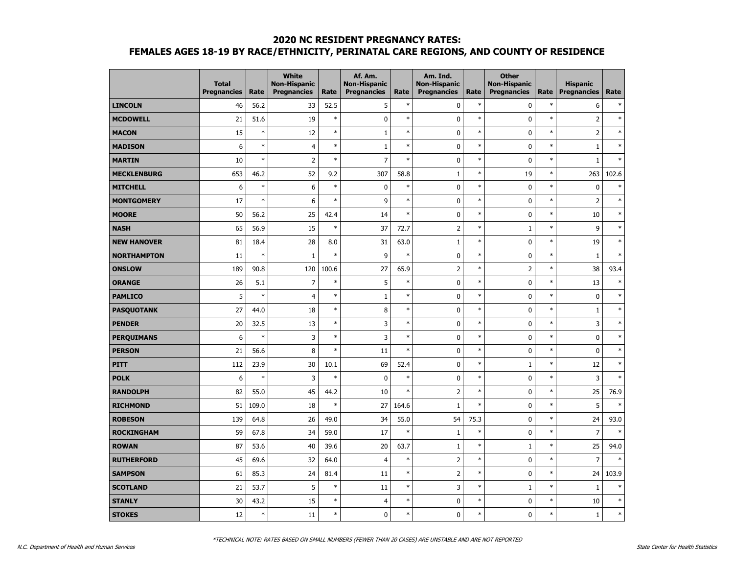## 2020 NC RESIDENT PREGNANCY RATES:
## FEMALES AGES 18-19 BY RACE/ETHNICITY, PERINATAL CARE REGIONS, AND COUNTY OF RESIDENCE

| | Total Pregnancies | Rate | White Non-Hispanic Pregnancies | Rate | Af. Am. Non-Hispanic Pregnancies | Rate | Am. Ind. Non-Hispanic Pregnancies | Rate | Other Non-Hispanic Pregnancies | Rate | Hispanic Pregnancies | Rate |
|---|---|---|---|---|---|---|---|---|---|---|---|---|
| **LINCOLN** | 46 | 56.2 | 33 | 52.5 | 5 | * | 0 | * | 0 | * | 6 | * |
| **MCDOWELL** | 21 | 51.6 | 19 | * | 0 | * | 0 | * | 0 | * | 2 | * |
| **MACON** | 15 | * | 12 | * | 1 | * | 0 | * | 0 | * | 2 | * |
| **MADISON** | 6 | * | 4 | * | 1 | * | 0 | * | 0 | * | 1 | * |
| **MARTIN** | 10 | * | 2 | * | 7 | * | 0 | * | 0 | * | 1 | * |
| **MECKLENBURG** | 653 | 46.2 | 52 | 9.2 | 307 | 58.8 | 1 | * | 19 | * | 263 | 102.6 |
| **MITCHELL** | 6 | * | 6 | * | 0 | * | 0 | * | 0 | * | 0 | * |
| **MONTGOMERY** | 17 | * | 6 | * | 9 | * | 0 | * | 0 | * | 2 | * |
| **MOORE** | 50 | 56.2 | 25 | 42.4 | 14 | * | 0 | * | 0 | * | 10 | * |
| **NASH** | 65 | 56.9 | 15 | * | 37 | 72.7 | 2 | * | 1 | * | 9 | * |
| **NEW HANOVER** | 81 | 18.4 | 28 | 8.0 | 31 | 63.0 | 1 | * | 0 | * | 19 | * |
| **NORTHAMPTON** | 11 | * | 1 | * | 9 | * | 0 | * | 0 | * | 1 | * |
| **ONSLOW** | 189 | 90.8 | 120 | 100.6 | 27 | 65.9 | 2 | * | 2 | * | 38 | 93.4 |
| **ORANGE** | 26 | 5.1 | 7 | * | 5 | * | 0 | * | 0 | * | 13 | * |
| **PAMLICO** | 5 | * | 4 | * | 1 | * | 0 | * | 0 | * | 0 | * |
| **PASQUOTANK** | 27 | 44.0 | 18 | * | 8 | * | 0 | * | 0 | * | 1 | * |
| **PENDER** | 20 | 32.5 | 13 | * | 3 | * | 0 | * | 0 | * | 3 | * |
| **PERQUIMANS** | 6 | * | 3 | * | 3 | * | 0 | * | 0 | * | 0 | * |
| **PERSON** | 21 | 56.6 | 8 | * | 11 | * | 0 | * | 0 | * | 0 | * |
| **PITT** | 112 | 23.9 | 30 | 10.1 | 69 | 52.4 | 0 | * | 1 | * | 12 | * |
| **POLK** | 6 | * | 3 | * | 0 | * | 0 | * | 0 | * | 3 | * |
| **RANDOLPH** | 82 | 55.0 | 45 | 44.2 | 10 | * | 2 | * | 0 | * | 25 | 76.9 |
| **RICHMOND** | 51 | 109.0 | 18 | * | 27 | 164.6 | 1 | * | 0 | * | 5 | * |
| **ROBESON** | 139 | 64.8 | 26 | 49.0 | 34 | 55.0 | 54 | 75.3 | 0 | * | 24 | 93.0 |
| **ROCKINGHAM** | 59 | 67.8 | 34 | 59.0 | 17 | * | 1 | * | 0 | * | 7 | * |
| **ROWAN** | 87 | 53.6 | 40 | 39.6 | 20 | 63.7 | 1 | * | 1 | * | 25 | 94.0 |
| **RUTHERFORD** | 45 | 69.6 | 32 | 64.0 | 4 | * | 2 | * | 0 | * | 7 | * |
| **SAMPSON** | 61 | 85.3 | 24 | 81.4 | 11 | * | 2 | * | 0 | * | 24 | 103.9 |
| **SCOTLAND** | 21 | 53.7 | 5 | * | 11 | * | 3 | * | 1 | * | 1 | * |
| **STANLY** | 30 | 43.2 | 15 | * | 4 | * | 0 | * | 0 | * | 10 | * |
| **STOKES** | 12 | * | 11 | * | 0 | * | 0 | * | 0 | * | 1 | * |

*TECHNICAL NOTE: RATES BASED ON SMALL NUMBERS (FEWER THAN 20 CASES) ARE UNSTABLE AND ARE NOT REPORTED

N.C. Department of Health and Human Services — State Center for Health Statistics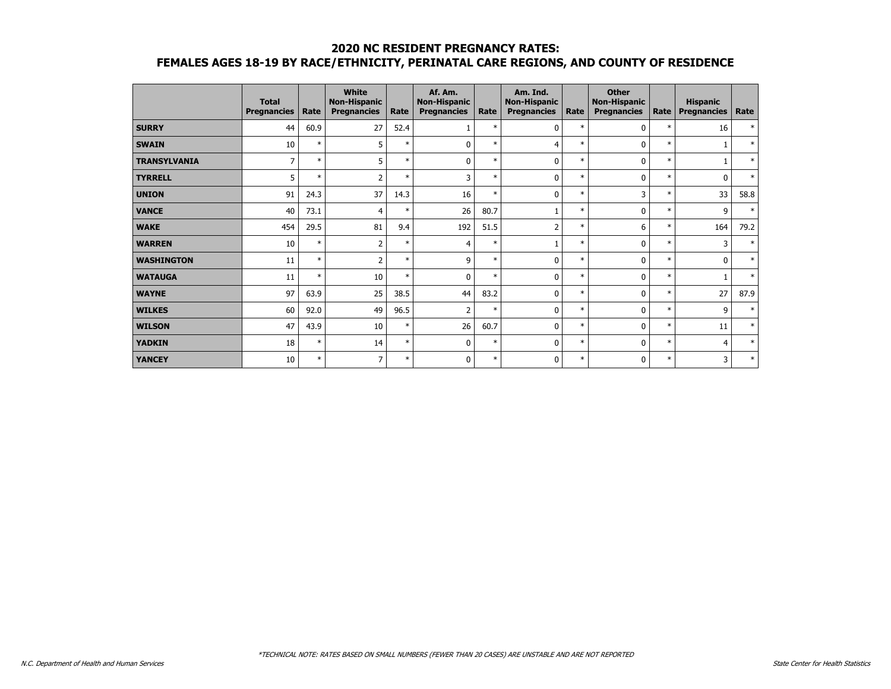## 2020 NC RESIDENT PREGNANCY RATES:
## FEMALES AGES 18-19 BY RACE/ETHNICITY, PERINATAL CARE REGIONS, AND COUNTY OF RESIDENCE

| | Total Pregnancies | Rate | White Non-Hispanic Pregnancies | Rate | Af. Am. Non-Hispanic Pregnancies | Rate | Am. Ind. Non-Hispanic Pregnancies | Rate | Other Non-Hispanic Pregnancies | Rate | Hispanic Pregnancies | Rate |
|---|---|---|---|---|---|---|---|---|---|---|---|---|
| **SURRY** | 44 | 60.9 | 27 | 52.4 | 1 | * | 0 | * | 0 | * | 16 | * |
| **SWAIN** | 10 | * | 5 | * | 0 | * | 4 | * | 0 | * | 1 | * |
| **TRANSYLVANIA** | 7 | * | 5 | * | 0 | * | 0 | * | 0 | * | 1 | * |
| **TYRRELL** | 5 | * | 2 | * | 3 | * | 0 | * | 0 | * | 0 | * |
| **UNION** | 91 | 24.3 | 37 | 14.3 | 16 | * | 0 | * | 3 | * | 33 | 58.8 |
| **VANCE** | 40 | 73.1 | 4 | * | 26 | 80.7 | 1 | * | 0 | * | 9 | * |
| **WAKE** | 454 | 29.5 | 81 | 9.4 | 192 | 51.5 | 2 | * | 6 | * | 164 | 79.2 |
| **WARREN** | 10 | * | 2 | * | 4 | * | 1 | * | 0 | * | 3 | * |
| **WASHINGTON** | 11 | * | 2 | * | 9 | * | 0 | * | 0 | * | 0 | * |
| **WATAUGA** | 11 | * | 10 | * | 0 | * | 0 | * | 0 | * | 1 | * |
| **WAYNE** | 97 | 63.9 | 25 | 38.5 | 44 | 83.2 | 0 | * | 0 | * | 27 | 87.9 |
| **WILKES** | 60 | 92.0 | 49 | 96.5 | 2 | * | 0 | * | 0 | * | 9 | * |
| **WILSON** | 47 | 43.9 | 10 | * | 26 | 60.7 | 0 | * | 0 | * | 11 | * |
| **YADKIN** | 18 | * | 14 | * | 0 | * | 0 | * | 0 | * | 4 | * |
| **YANCEY** | 10 | * | 7 | * | 0 | * | 0 | * | 0 | * | 3 | * |

*TECHNICAL NOTE: RATES BASED ON SMALL NUMBERS (FEWER THAN 20 CASES) ARE UNSTABLE AND ARE NOT REPORTED